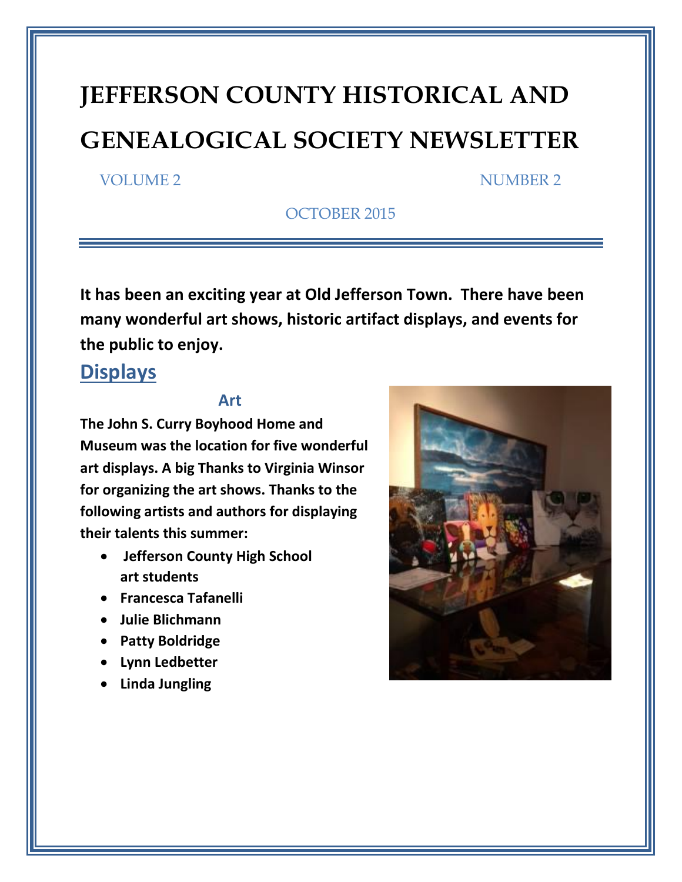# JEFFERSON COUNTY HISTORICAL AND GENEALOGICAL SOCIETY NEWSLETTER

VOLUME 2 NUMBER 2

OCTOBER 2015

**It has been an exciting year at Old Jefferson Town. There have been many wonderful art shows, historic artifact displays, and events for the public to enjoy.**

## Displays

### Art

**The John S. Curry Boyhood Home and Museum was the location for five wonderful art displays. A big Thanks to Virginia Winsor for organizing the art shows. Thanks to the following artists and authors for displaying their talents this summer:**

- **Jefferson County High School art students**
- **Francesca Tafanelli**
- **Julie Blichmann**
- **Patty Boldridge**
- **Lynn Ledbetter**
- **Linda Jungling**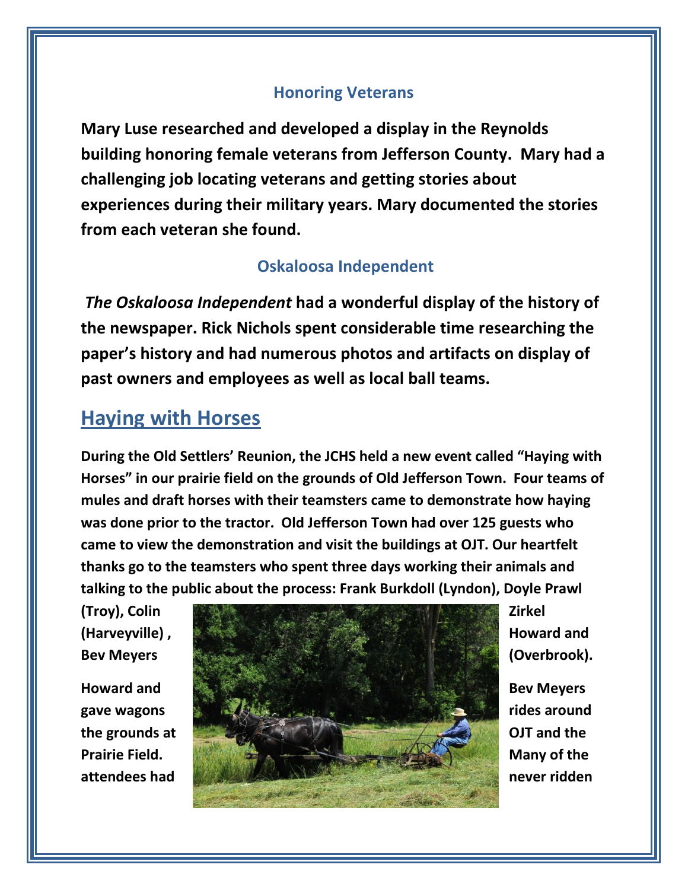### Honoring Veterans

**Mary Luse researched and developed a display in the Reynolds building honoring female veterans from Jefferson County. Mary had a challenging job locating veterans and getting stories about experiences during their military years. Mary documented the stories from each veteran she found.**

### Oskaloosa Independent

***The Oskaloosa Independent* had a wonderful display of the history of the newspaper. Rick Nichols spent considerable time researching the paper's history and had numerous photos and artifacts on display of past owners and employees as well as local ball teams.**

## Haying with Horses

**During the Old Settlers' Reunion, the JCHS held a new event called "Haying with Horses" in our prairie field on the grounds of Old Jefferson Town. Four teams of mules and draft horses with their teamsters came to demonstrate how haying was done prior to the tractor. Old Jefferson Town had over 125 guests who came to view the demonstration and visit the buildings at OJT. Our heartfelt thanks go to the teamsters who spent three days working their animals and talking to the public about the process: Frank Burkdoll (Lyndon), Doyle Prawl (Troy), Colin Zirkel (Harveyville), Howard and Bev Meyers (Overbrook).**

**Howard and Bev Meyers gave wagons rides around the grounds at OJT and the Prairie Field. Many of the attendees had never ridden**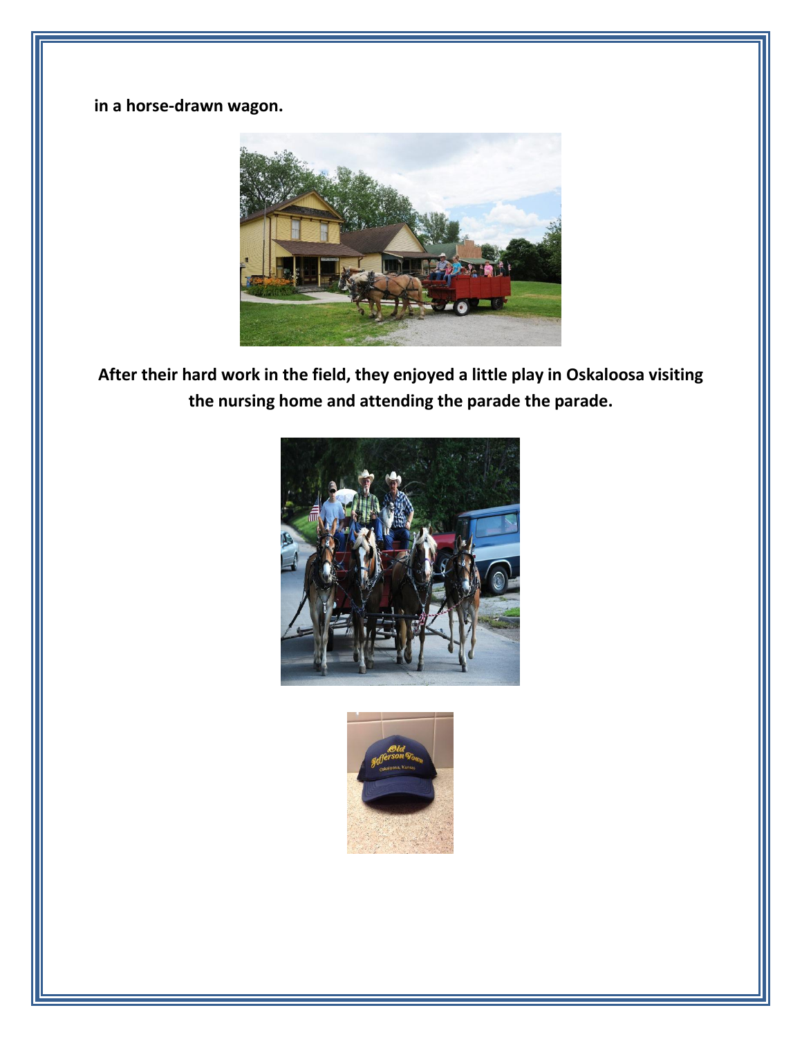**in a horse-drawn wagon.**

**After their hard work in the field, they enjoyed a little play in Oskaloosa visiting the nursing home and attending the parade the parade.**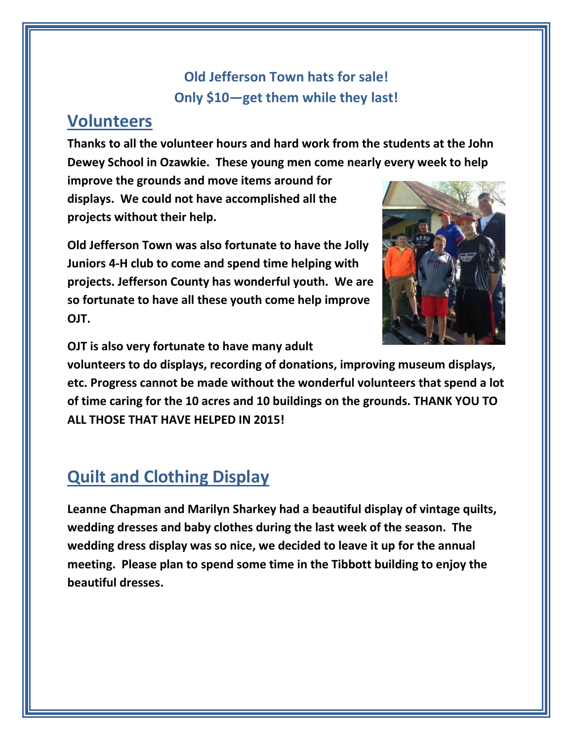**Old Jefferson Town hats for sale!**
**Only $10—get them while they last!**

## Volunteers

**Thanks to all the volunteer hours and hard work from the students at the John Dewey School in Ozawkie. These young men come nearly every week to help improve the grounds and move items around for displays. We could not have accomplished all the projects without their help.**

**Old Jefferson Town was also fortunate to have the Jolly Juniors 4-H club to come and spend time helping with projects. Jefferson County has wonderful youth. We are so fortunate to have all these youth come help improve OJT.**

**OJT is also very fortunate to have many adult volunteers to do displays, recording of donations, improving museum displays, etc. Progress cannot be made without the wonderful volunteers that spend a lot of time caring for the 10 acres and 10 buildings on the grounds. THANK YOU TO ALL THOSE THAT HAVE HELPED IN 2015!**

## Quilt and Clothing Display

**Leanne Chapman and Marilyn Sharkey had a beautiful display of vintage quilts, wedding dresses and baby clothes during the last week of the season. The wedding dress display was so nice, we decided to leave it up for the annual meeting. Please plan to spend some time in the Tibbott building to enjoy the beautiful dresses.**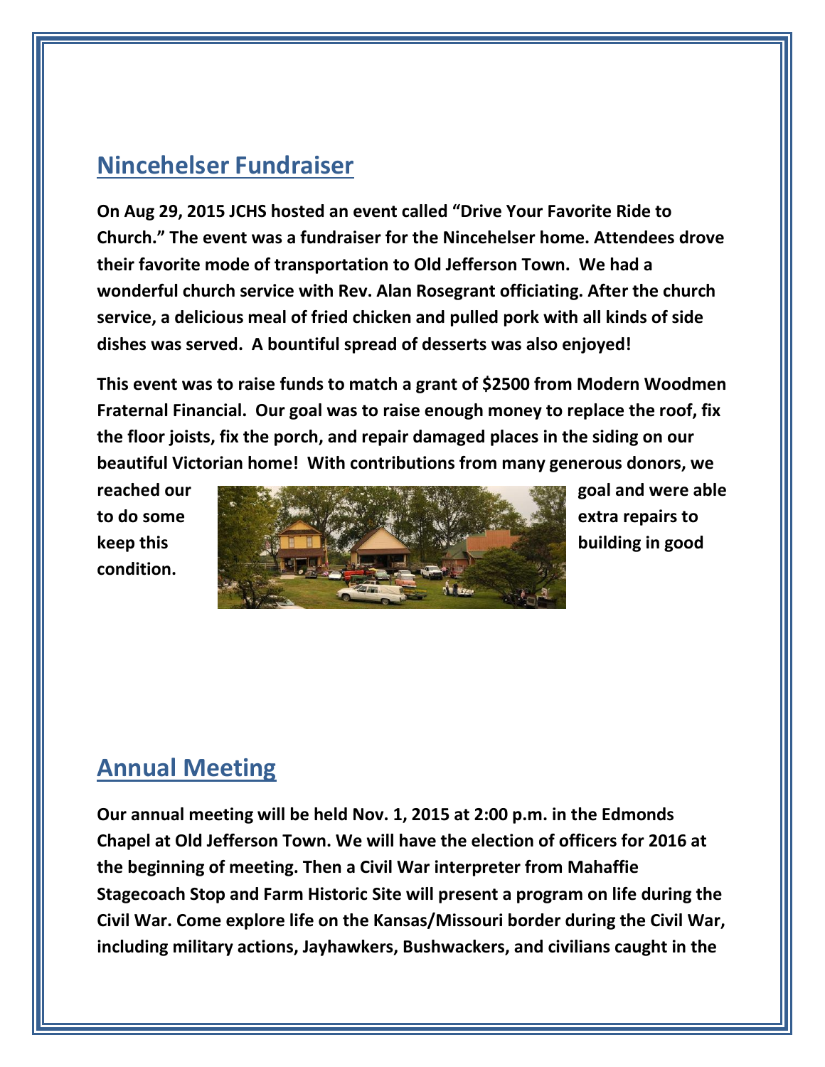## Nincehelser Fundraiser

**On Aug 29, 2015 JCHS hosted an event called "Drive Your Favorite Ride to Church." The event was a fundraiser for the Nincehelser home. Attendees drove their favorite mode of transportation to Old Jefferson Town. We had a wonderful church service with Rev. Alan Rosegrant officiating. After the church service, a delicious meal of fried chicken and pulled pork with all kinds of side dishes was served. A bountiful spread of desserts was also enjoyed!**

**This event was to raise funds to match a grant of $2500 from Modern Woodmen Fraternal Financial. Our goal was to raise enough money to replace the roof, fix the floor joists, fix the porch, and repair damaged places in the siding on our beautiful Victorian home! With contributions from many generous donors, we reached our goal and were able to do some extra repairs to keep this building in good condition.**

## Annual Meeting

**Our annual meeting will be held Nov. 1, 2015 at 2:00 p.m. in the Edmonds Chapel at Old Jefferson Town. We will have the election of officers for 2016 at the beginning of meeting. Then a Civil War interpreter from Mahaffie Stagecoach Stop and Farm Historic Site will present a program on life during the Civil War. Come explore life on the Kansas/Missouri border during the Civil War, including military actions, Jayhawkers, Bushwackers, and civilians caught in the**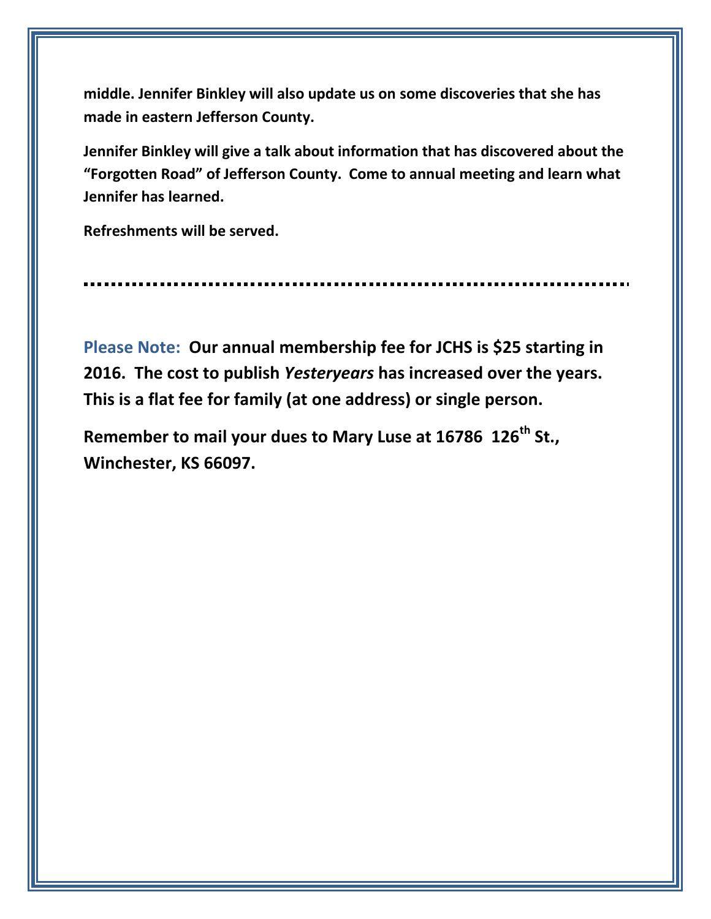**middle. Jennifer Binkley will also update us on some discoveries that she has made in eastern Jefferson County.**

**Jennifer Binkley will give a talk about information that has discovered about the "Forgotten Road" of Jefferson County. Come to annual meeting and learn what Jennifer has learned.**

**Refreshments will be served.**

---

**Please Note: Our annual membership fee for JCHS is $25 starting in 2016. The cost to publish *Yesteryears* has increased over the years. This is a flat fee for family (at one address) or single person.**

**Remember to mail your dues to Mary Luse at 16786 126th St., Winchester, KS 66097.**